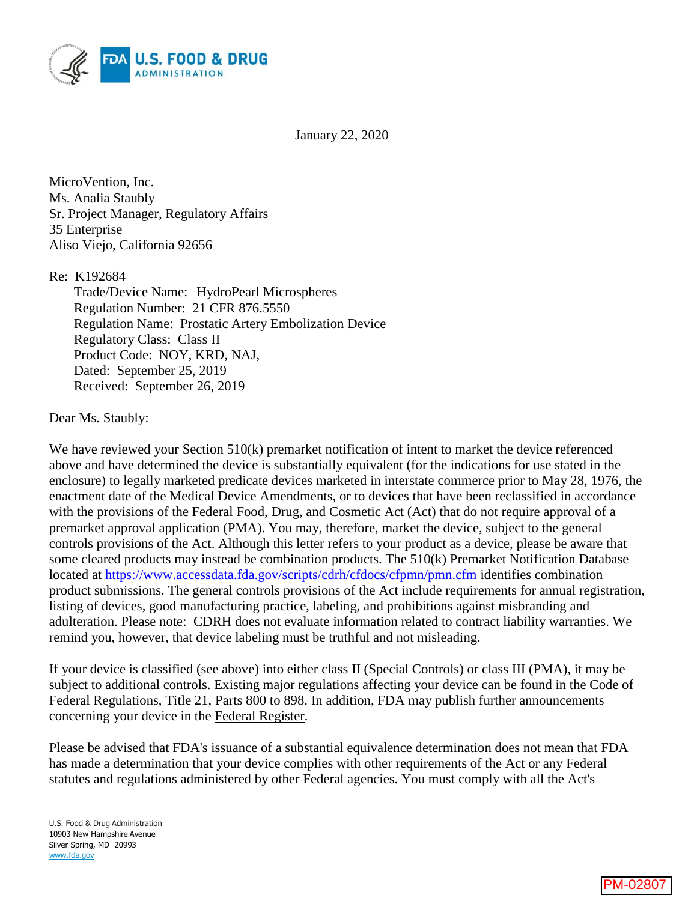January 22, 2020

MicroVention, Inc.  
Ms. Analia Staubly  
Sr. Project Manager, Regulatory Affairs  
35 Enterprise  
Aliso Viejo, California 92656

Re: K192684  
Trade/Device Name: HydroPearl Microspheres  
Regulation Number: 21 CFR 876.5550  
Regulation Name: Prostatic Artery Embolization Device  
Regulatory Class: Class II  
Product Code: NOY, KRD, NAJ,  
Dated: September 25, 2019  
Received: September 26, 2019

Dear Ms. Staubly:

We have reviewed your Section 510(k) premarket notification of intent to market the device referenced above and have determined the device is substantially equivalent (for the indications for use stated in the enclosure) to legally marketed predicate devices marketed in interstate commerce prior to May 28, 1976, the enactment date of the Medical Device Amendments, or to devices that have been reclassified in accordance with the provisions of the Federal Food, Drug, and Cosmetic Act (Act) that do not require approval of a premarket approval application (PMA). You may, therefore, market the device, subject to the general controls provisions of the Act. Although this letter refers to your product as a device, please be aware that some cleared products may instead be combination products. The 510(k) Premarket Notification Database located at https://www.accessdata.fda.gov/scripts/cdrh/cfdocs/cfpmn/pmn.cfm identifies combination product submissions. The general controls provisions of the Act include requirements for annual registration, listing of devices, good manufacturing practice, labeling, and prohibitions against misbranding and adulteration. Please note: CDRH does not evaluate information related to contract liability warranties. We remind you, however, that device labeling must be truthful and not misleading.

If your device is classified (see above) into either class II (Special Controls) or class III (PMA), it may be subject to additional controls. Existing major regulations affecting your device can be found in the Code of Federal Regulations, Title 21, Parts 800 to 898. In addition, FDA may publish further announcements concerning your device in the Federal Register.

Please be advised that FDA's issuance of a substantial equivalence determination does not mean that FDA has made a determination that your device complies with other requirements of the Act or any Federal statutes and regulations administered by other Federal agencies. You must comply with all the Act's

U.S. Food & Drug Administration  
10903 New Hampshire Avenue  
Silver Spring, MD 20993  
www.fda.gov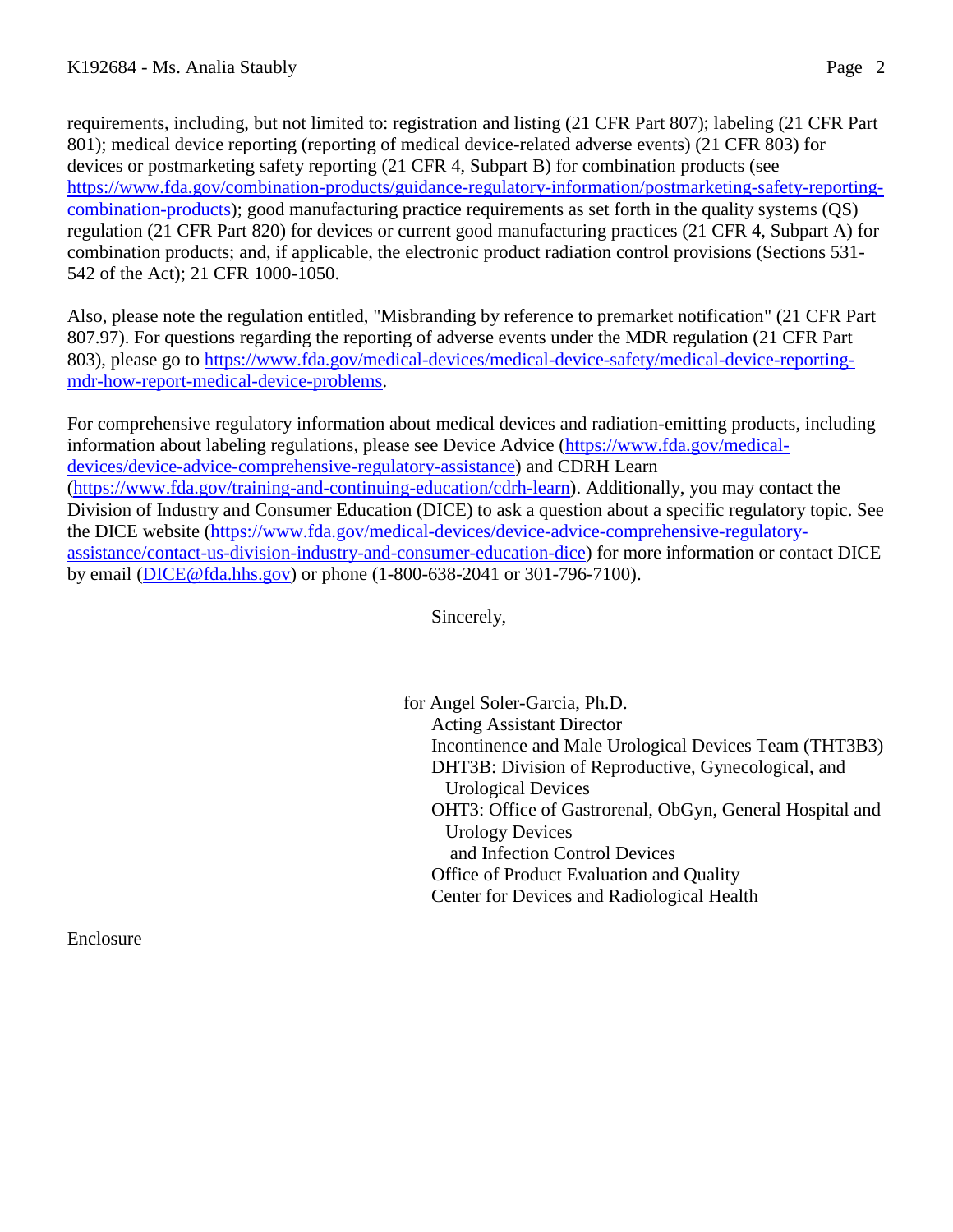requirements, including, but not limited to: registration and listing (21 CFR Part 807); labeling (21 CFR Part 801); medical device reporting (reporting of medical device-related adverse events) (21 CFR 803) for devices or postmarketing safety reporting (21 CFR 4, Subpart B) for combination products (see https://www.fda.gov/combination-products/guidance-regulatory-information/postmarketing-safety-reporting-combination-products); good manufacturing practice requirements as set forth in the quality systems (QS) regulation (21 CFR Part 820) for devices or current good manufacturing practices (21 CFR 4, Subpart A) for combination products; and, if applicable, the electronic product radiation control provisions (Sections 531-542 of the Act); 21 CFR 1000-1050.

Also, please note the regulation entitled, "Misbranding by reference to premarket notification" (21 CFR Part 807.97). For questions regarding the reporting of adverse events under the MDR regulation (21 CFR Part 803), please go to https://www.fda.gov/medical-devices/medical-device-safety/medical-device-reporting-mdr-how-report-medical-device-problems.

For comprehensive regulatory information about medical devices and radiation-emitting products, including information about labeling regulations, please see Device Advice (https://www.fda.gov/medical-devices/device-advice-comprehensive-regulatory-assistance) and CDRH Learn (https://www.fda.gov/training-and-continuing-education/cdrh-learn). Additionally, you may contact the Division of Industry and Consumer Education (DICE) to ask a question about a specific regulatory topic. See the DICE website (https://www.fda.gov/medical-devices/device-advice-comprehensive-regulatory-assistance/contact-us-division-industry-and-consumer-education-dice) for more information or contact DICE by email (DICE@fda.hhs.gov) or phone (1-800-638-2041 or 301-796-7100).

Sincerely,

for Angel Soler-Garcia, Ph.D.
Acting Assistant Director
Incontinence and Male Urological Devices Team (THT3B3)
DHT3B: Division of Reproductive, Gynecological, and Urological Devices
OHT3: Office of Gastrorenal, ObGyn, General Hospital and Urology Devices and Infection Control Devices
Office of Product Evaluation and Quality
Center for Devices and Radiological Health

Enclosure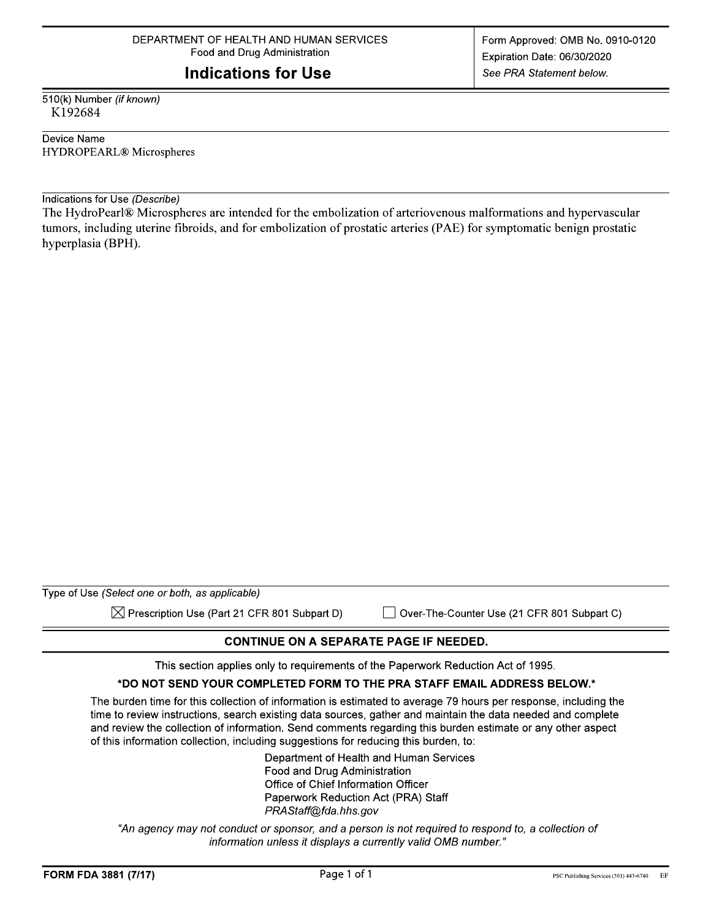DEPARTMENT OF HEALTH AND HUMAN SERVICES
Food and Drug Administration

# Indications for Use

Form Approved: OMB No. 0910-0120
Expiration Date: 06/30/2020
*See PRA Statement below.*

510(k) Number *(if known)*
K192684

Device Name
HYDROPEARL® Microspheres

Indications for Use *(Describe)*
The HydroPearl® Microspheres are intended for the embolization of arteriovenous malformations and hypervascular tumors, including uterine fibroids, and for embolization of prostatic arteries (PAE) for symptomatic benign prostatic hyperplasia (BPH).

Type of Use *(Select one or both, as applicable)*

☒ Prescription Use (Part 21 CFR 801 Subpart D) ☐ Over-The-Counter Use (21 CFR 801 Subpart C)

**CONTINUE ON A SEPARATE PAGE IF NEEDED.**

This section applies only to requirements of the Paperwork Reduction Act of 1995.

**\*DO NOT SEND YOUR COMPLETED FORM TO THE PRA STAFF EMAIL ADDRESS BELOW.\***

The burden time for this collection of information is estimated to average 79 hours per response, including the time to review instructions, search existing data sources, gather and maintain the data needed and complete and review the collection of information. Send comments regarding this burden estimate or any other aspect of this information collection, including suggestions for reducing this burden, to:

Department of Health and Human Services
Food and Drug Administration
Office of Chief Information Officer
Paperwork Reduction Act (PRA) Staff
*PRAStaff@fda.hhs.gov*

*"An agency may not conduct or sponsor, and a person is not required to respond to, a collection of information unless it displays a currently valid OMB number."*

**FORM FDA 3881 (7/17)** PSC Publishing Services (301) 443-6740 EF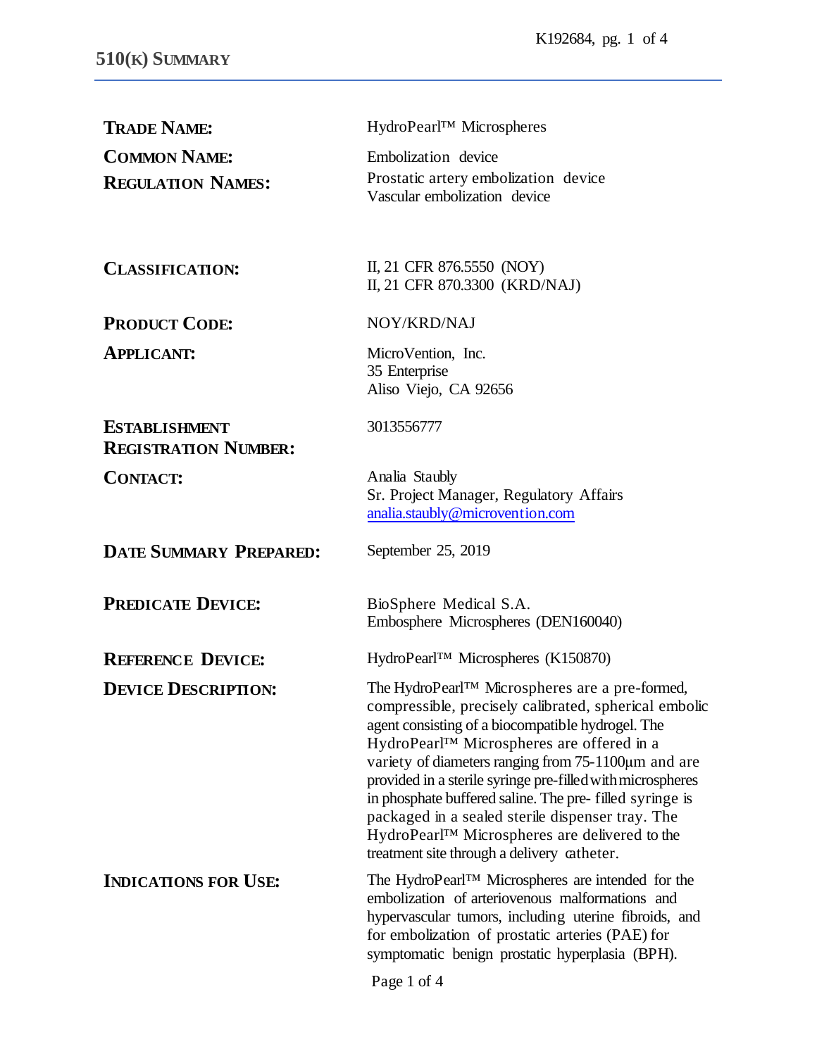# 510(K) SUMMARY

| | |
|---|---|
| **TRADE NAME:** | HydroPearl™ Microspheres |
| **COMMON NAME:** | Embolization device |
| **REGULATION NAMES:** | Prostatic artery embolization device<br>Vascular embolization device |
| **CLASSIFICATION:** | II, 21 CFR 876.5550 (NOY)<br>II, 21 CFR 870.3300 (KRD/NAJ) |
| **PRODUCT CODE:** | NOY/KRD/NAJ |
| **APPLICANT:** | MicroVention, Inc.<br>35 Enterprise<br>Aliso Viejo, CA 92656 |
| **ESTABLISHMENT REGISTRATION NUMBER:** | 3013556777 |
| **CONTACT:** | Analia Staubly<br>Sr. Project Manager, Regulatory Affairs<br>analia.staubly@microvention.com |
| **DATE SUMMARY PREPARED:** | September 25, 2019 |
| **PREDICATE DEVICE:** | BioSphere Medical S.A.<br>Embosphere Microspheres (DEN160040) |
| **REFERENCE DEVICE:** | HydroPearl™ Microspheres (K150870) |
| **DEVICE DESCRIPTION:** | The HydroPearl™ Microspheres are a pre-formed, compressible, precisely calibrated, spherical embolic agent consisting of a biocompatible hydrogel. The HydroPearl™ Microspheres are offered in a variety of diameters ranging from 75-1100μm and are provided in a sterile syringe pre-filled with microspheres in phosphate buffered saline. The pre- filled syringe is packaged in a sealed sterile dispenser tray. The HydroPearl™ Microspheres are delivered to the treatment site through a delivery catheter. |
| **INDICATIONS FOR USE:** | The HydroPearl™ Microspheres are intended for the embolization of arteriovenous malformations and hypervascular tumors, including uterine fibroids, and for embolization of prostatic arteries (PAE) for symptomatic benign prostatic hyperplasia (BPH). |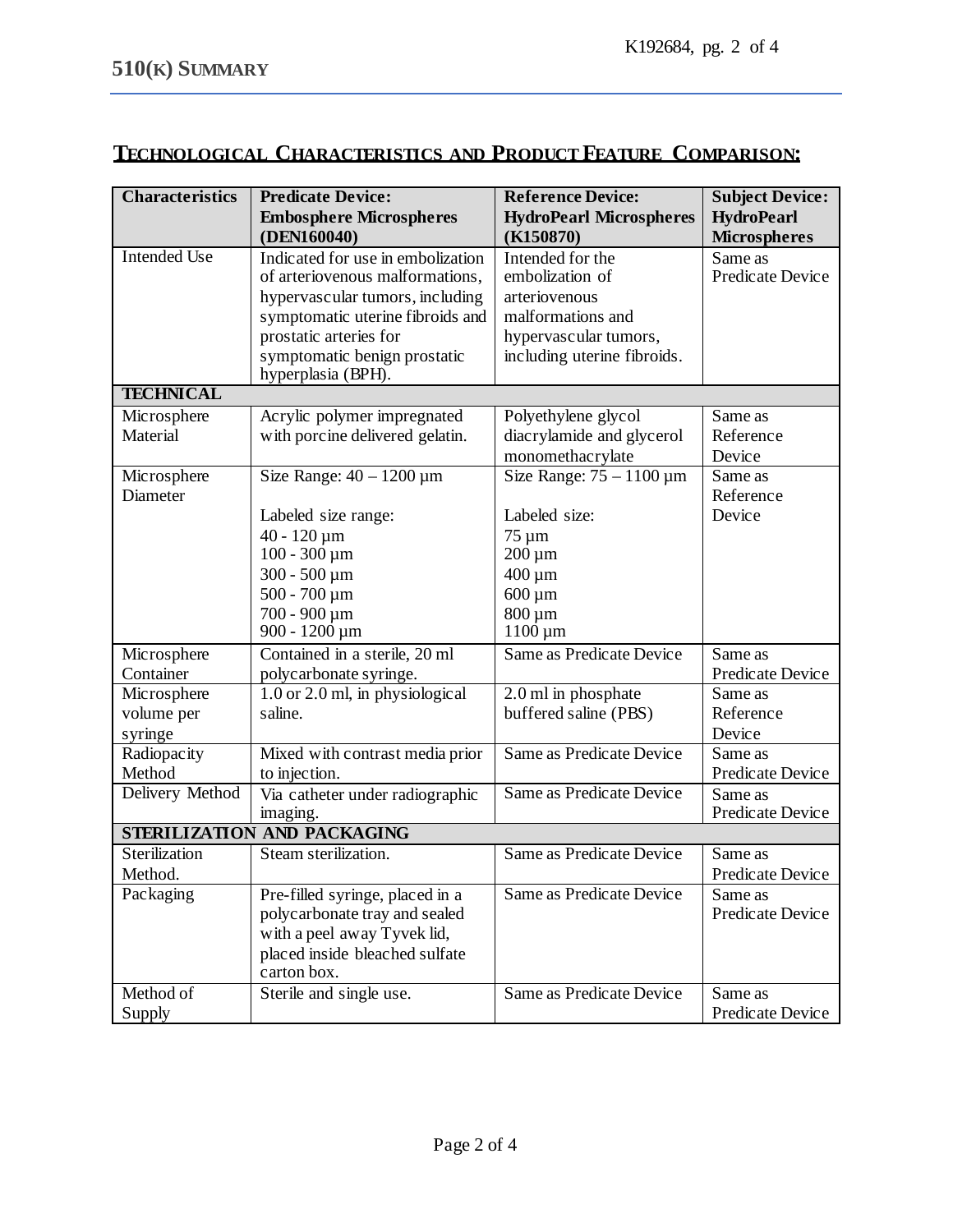## TECHNOLOGICAL CHARACTERISTICS AND PRODUCT FEATURE COMPARISON:

| Characteristics | Predicate Device: Embosphere Microspheres (DEN160040) | Reference Device: HydroPearl Microspheres (K150870) | Subject Device: HydroPearl Microspheres |
|---|---|---|---|
| Intended Use | Indicated for use in embolization of arteriovenous malformations, hypervascular tumors, including symptomatic uterine fibroids and prostatic arteries for symptomatic benign prostatic hyperplasia (BPH). | Intended for the embolization of arteriovenous malformations and hypervascular tumors, including uterine fibroids. | Same as Predicate Device |
| **TECHNICAL** | | | |
| Microsphere Material | Acrylic polymer impregnated with porcine delivered gelatin. | Polyethylene glycol diacrylamide and glycerol monomethacrylate | Same as Reference Device |
| Microsphere Diameter | Size Range: 40 – 1200 µm<br><br>Labeled size range:<br>40 - 120 µm<br>100 - 300 µm<br>300 - 500 µm<br>500 - 700 µm<br>700 - 900 µm<br>900 - 1200 µm | Size Range: 75 – 1100 µm<br><br>Labeled size:<br>75 µm<br>200 µm<br>400 µm<br>600 µm<br>800 µm<br>1100 µm | Same as Reference Device |
| Microsphere Container | Contained in a sterile, 20 ml polycarbonate syringe. | Same as Predicate Device | Same as Predicate Device |
| Microsphere volume per syringe | 1.0 or 2.0 ml, in physiological saline. | 2.0 ml in phosphate buffered saline (PBS) | Same as Reference Device |
| Radiopacity Method | Mixed with contrast media prior to injection. | Same as Predicate Device | Same as Predicate Device |
| Delivery Method | Via catheter under radiographic imaging. | Same as Predicate Device | Same as Predicate Device |
| **STERILIZATION AND PACKAGING** | | | |
| Sterilization Method. | Steam sterilization. | Same as Predicate Device | Same as Predicate Device |
| Packaging | Pre-filled syringe, placed in a polycarbonate tray and sealed with a peel away Tyvek lid, placed inside bleached sulfate carton box. | Same as Predicate Device | Same as Predicate Device |
| Method of Supply | Sterile and single use. | Same as Predicate Device | Same as Predicate Device |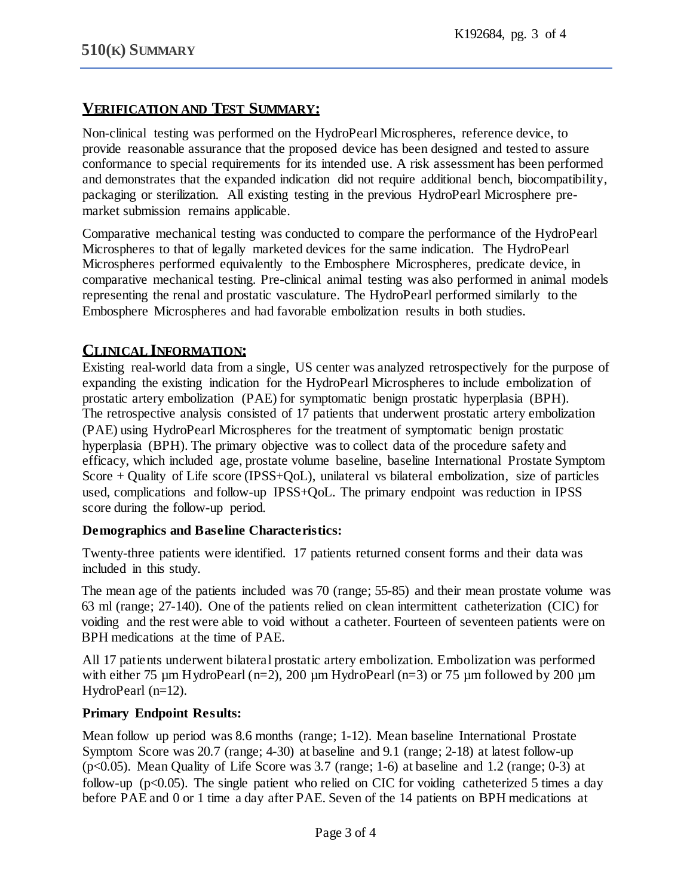## VERIFICATION AND TEST SUMMARY:

Non-clinical testing was performed on the HydroPearl Microspheres, reference device, to provide reasonable assurance that the proposed device has been designed and tested to assure conformance to special requirements for its intended use. A risk assessment has been performed and demonstrates that the expanded indication did not require additional bench, biocompatibility, packaging or sterilization. All existing testing in the previous HydroPearl Microsphere pre-market submission remains applicable.

Comparative mechanical testing was conducted to compare the performance of the HydroPearl Microspheres to that of legally marketed devices for the same indication. The HydroPearl Microspheres performed equivalently to the Embosphere Microspheres, predicate device, in comparative mechanical testing. Pre-clinical animal testing was also performed in animal models representing the renal and prostatic vasculature. The HydroPearl performed similarly to the Embosphere Microspheres and had favorable embolization results in both studies.

## CLINICAL INFORMATION:

Existing real-world data from a single, US center was analyzed retrospectively for the purpose of expanding the existing indication for the HydroPearl Microspheres to include embolization of prostatic artery embolization (PAE) for symptomatic benign prostatic hyperplasia (BPH). The retrospective analysis consisted of 17 patients that underwent prostatic artery embolization (PAE) using HydroPearl Microspheres for the treatment of symptomatic benign prostatic hyperplasia (BPH). The primary objective was to collect data of the procedure safety and efficacy, which included age, prostate volume baseline, baseline International Prostate Symptom Score + Quality of Life score (IPSS+QoL), unilateral vs bilateral embolization, size of particles used, complications and follow-up IPSS+QoL. The primary endpoint was reduction in IPSS score during the follow-up period.

### Demographics and Baseline Characteristics:

Twenty-three patients were identified. 17 patients returned consent forms and their data was included in this study.

The mean age of the patients included was 70 (range; 55-85) and their mean prostate volume was 63 ml (range; 27-140). One of the patients relied on clean intermittent catheterization (CIC) for voiding and the rest were able to void without a catheter. Fourteen of seventeen patients were on BPH medications at the time of PAE.

All 17 patients underwent bilateral prostatic artery embolization. Embolization was performed with either 75 µm HydroPearl (n=2), 200 µm HydroPearl (n=3) or 75 µm followed by 200 µm HydroPearl (n=12).

### Primary Endpoint Results:

Mean follow up period was 8.6 months (range; 1-12). Mean baseline International Prostate Symptom Score was 20.7 (range; 4-30) at baseline and 9.1 (range; 2-18) at latest follow-up ($p<0.05$). Mean Quality of Life Score was 3.7 (range; 1-6) at baseline and 1.2 (range; 0-3) at follow-up ($p<0.05$). The single patient who relied on CIC for voiding catheterized 5 times a day before PAE and 0 or 1 time a day after PAE. Seven of the 14 patients on BPH medications at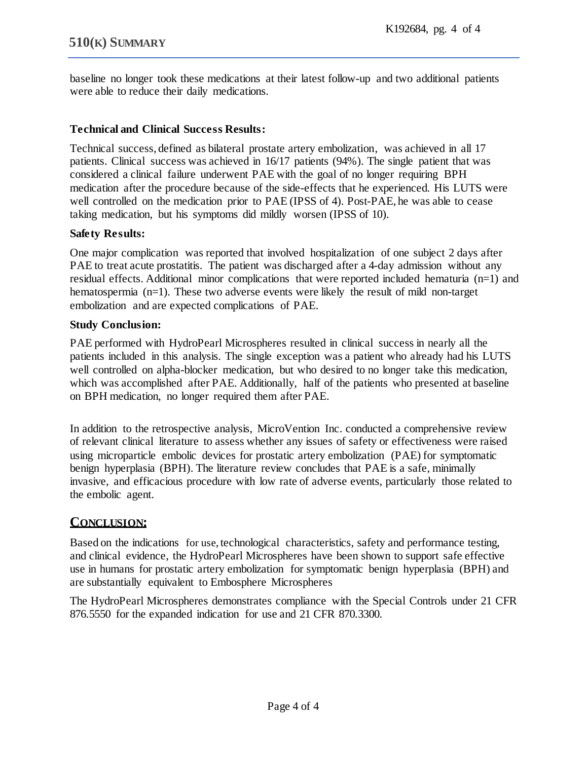baseline no longer took these medications at their latest follow-up and two additional patients were able to reduce their daily medications.

**Technical and Clinical Success Results:**

Technical success, defined as bilateral prostate artery embolization, was achieved in all 17 patients. Clinical success was achieved in 16/17 patients (94%). The single patient that was considered a clinical failure underwent PAE with the goal of no longer requiring BPH medication after the procedure because of the side-effects that he experienced. His LUTS were well controlled on the medication prior to PAE (IPSS of 4). Post-PAE, he was able to cease taking medication, but his symptoms did mildly worsen (IPSS of 10).

**Safety Results:**

One major complication was reported that involved hospitalization of one subject 2 days after PAE to treat acute prostatitis. The patient was discharged after a 4-day admission without any residual effects. Additional minor complications that were reported included hematuria (n=1) and hematospermia (n=1). These two adverse events were likely the result of mild non-target embolization and are expected complications of PAE.

**Study Conclusion:**

PAE performed with HydroPearl Microspheres resulted in clinical success in nearly all the patients included in this analysis. The single exception was a patient who already had his LUTS well controlled on alpha-blocker medication, but who desired to no longer take this medication, which was accomplished after PAE. Additionally, half of the patients who presented at baseline on BPH medication, no longer required them after PAE.

In addition to the retrospective analysis, MicroVention Inc. conducted a comprehensive review of relevant clinical literature to assess whether any issues of safety or effectiveness were raised using microparticle embolic devices for prostatic artery embolization (PAE) for symptomatic benign hyperplasia (BPH). The literature review concludes that PAE is a safe, minimally invasive, and efficacious procedure with low rate of adverse events, particularly those related to the embolic agent.

## CONCLUSION:

Based on the indications for use, technological characteristics, safety and performance testing, and clinical evidence, the HydroPearl Microspheres have been shown to support safe effective use in humans for prostatic artery embolization for symptomatic benign hyperplasia (BPH) and are substantially equivalent to Embosphere Microspheres

The HydroPearl Microspheres demonstrates compliance with the Special Controls under 21 CFR 876.5550 for the expanded indication for use and 21 CFR 870.3300.